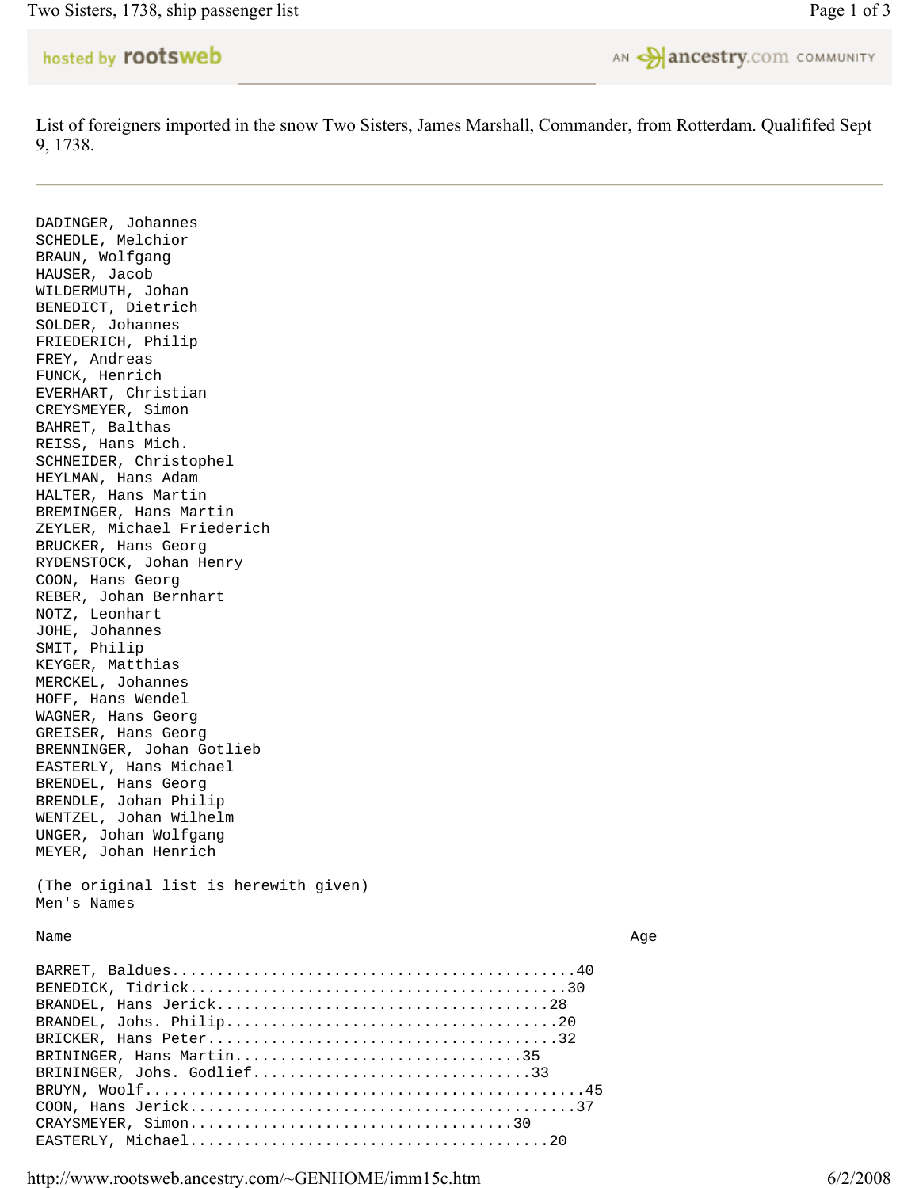List of foreigners imported in the snow Two Sisters, James Marshall, Commander, from Rotterdam. Qualififed Sept 9, 1738.

---

DADINGER, Johannes
SCHEDLE, Melchior
BRAUN, Wolfgang
HAUSER, Jacob
WILDERMUTH, Johan
BENEDICT, Dietrich
SOLDER, Johannes
FRIEDERICH, Philip
FREY, Andreas
FUNCK, Henrich
EVERHART, Christian
CREYSMEYER, Simon
BAHRET, Balthas
REISS, Hans Mich.
SCHNEIDER, Christophel
HEYLMAN, Hans Adam
HALTER, Hans Martin
BREMINGER, Hans Martin
ZEYLER, Michael Friederich
BRUCKER, Hans Georg
RYDENSTOCK, Johan Henry
COON, Hans Georg
REBER, Johan Bernhart
NOTZ, Leonhart
JOHE, Johannes
SMIT, Philip
KEYGER, Matthias
MERCKEL, Johannes
HOFF, Hans Wendel
WAGNER, Hans Georg
GREISER, Hans Georg
BRENNINGER, Johan Gotlieb
EASTERLY, Hans Michael
BRENDEL, Hans Georg
BRENDLE, Johan Philip
WENTZEL, Johan Wilhelm
UNGER, Johan Wolfgang
MEYER, Johan Henrich

(The original list is herewith given)
Men's Names

| Name | Age |
|---|---|
| BARRET, Baldues | 40 |
| BENEDICK, Tidrick | 30 |
| BRANDEL, Hans Jerick | 28 |
| BRANDEL, Johs. Philip | 20 |
| BRICKER, Hans Peter | 32 |
| BRININGER, Hans Martin | 35 |
| BRININGER, Johs. Godlief | 33 |
| BRUYN, Woolf | 45 |
| COON, Hans Jerick | 37 |
| CRAYSMEYER, Simon | 30 |
| EASTERLY, Michael | 20 |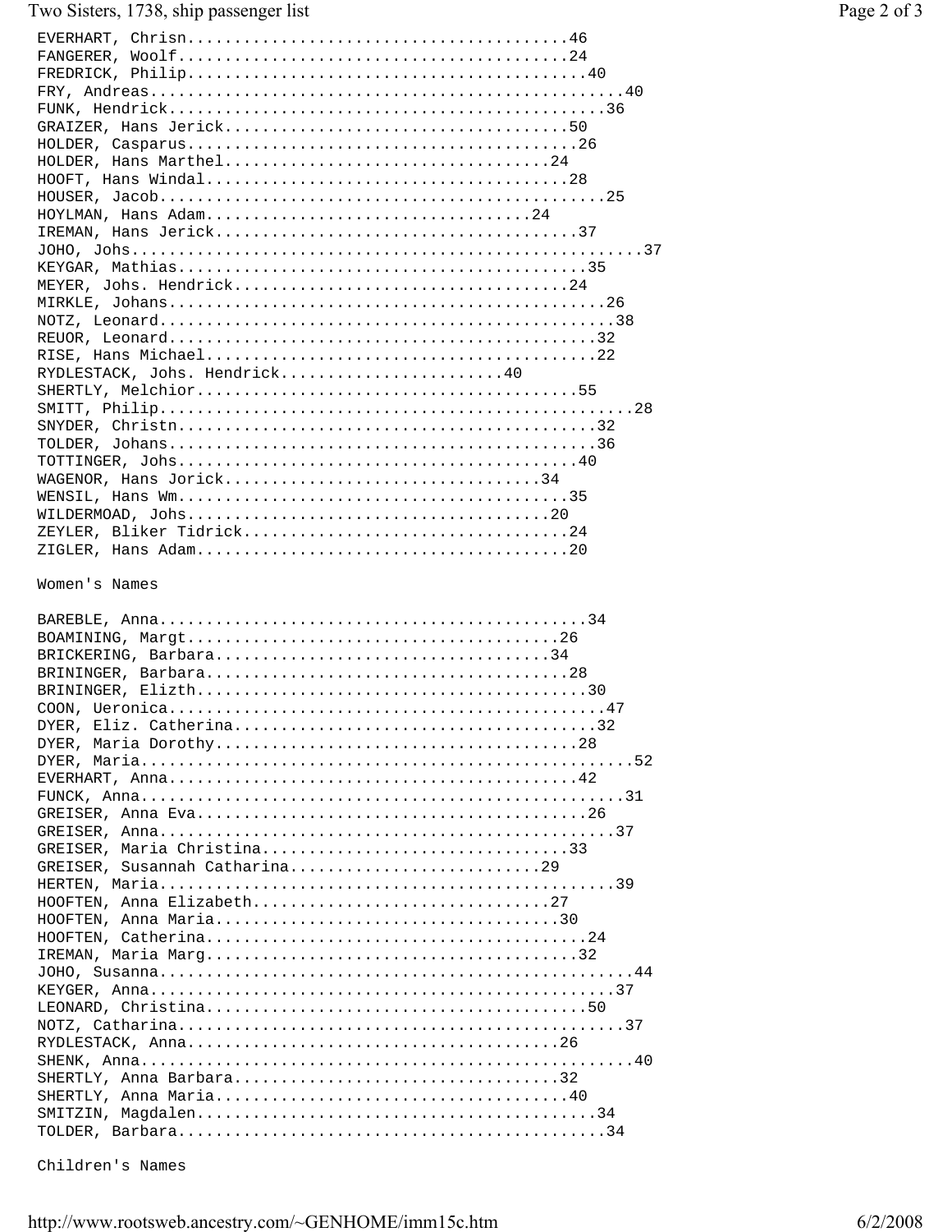```
EVERHART, Chrisn........................................46
FANGERER, Woolf.........................................24
FREDRICK, Philip..........................................40
FRY, Andreas................................................40
FUNK, Hendrick............................................36
GRAIZER, Hans Jerick....................................50
HOLDER, Casparus.........................................26
HOLDER, Hans Marthel...................................24
HOOFT, Hans Windal.......................................28
HOUSER, Jacob.............................................25
HOYLMAN, Hans Adam.................................24
IREMAN, Hans Jerick.....................................37
JOHO, Johs....................................................37
KEYGAR, Mathias..........................................35
MEYER, Johs. Hendrick.................................24
MIRKLE, Johans............................................26
NOTZ, Leonard..............................................38
REUOR, Leonard............................................32
RISE, Hans Michael.......................................22
RYDLESTACK, Johs. Hendrick.......................40
SHERTLY, Melchior........................................55
SMITT, Philip.................................................28
SNYDER, Christn............................................32
TOLDER, Johans.............................................36
TOTTINGER, Johs...........................................40
WAGENOR, Hans Jorick..................................34
WENSIL, Hans Wm...........................................35
WILDERMOAD, Johs.......................................20
ZEYLER, Bliker Tidrick...................................24
ZIGLER, Hans Adam.......................................20
```

Women's Names

```
BAREBLE, Anna.............................................34
BOAMINING, Margt.......................................26
BRICKERING, Barbara....................................34
BRININGER, Barbara......................................28
BRININGER, Elizth..........................................30
COON, Ueronica..............................................47
DYER, Eliz. Catherina.....................................32
DYER, Maria Dorothy......................................28
DYER, Maria..................................................52
EVERHART, Anna............................................42
FUNCK, Anna..................................................31
GREISER, Anna Eva.........................................26
GREISER, Anna...............................................37
GREISER, Maria Christina................................33
GREISER, Susannah Catharina..........................29
HERTEN, Maria...............................................39
HOOFTEN, Anna Elizabeth...............................27
HOOFTEN, Anna Maria....................................30
HOOFTEN, Catherina.......................................24
IREMAN, Maria Marg.......................................32
JOHO, Susanna................................................44
KEYGER, Anna................................................37
LEONARD, Christina........................................50
NOTZ, Catharina..............................................37
RYDLESTACK, Anna........................................26
SHENK, Anna..................................................40
SHERTLY, Anna Barbara..................................32
SHERTLY, Anna Maria.....................................40
SMITZIN, Magdalen..........................................34
TOLDER, Barbara.............................................34
```

Children's Names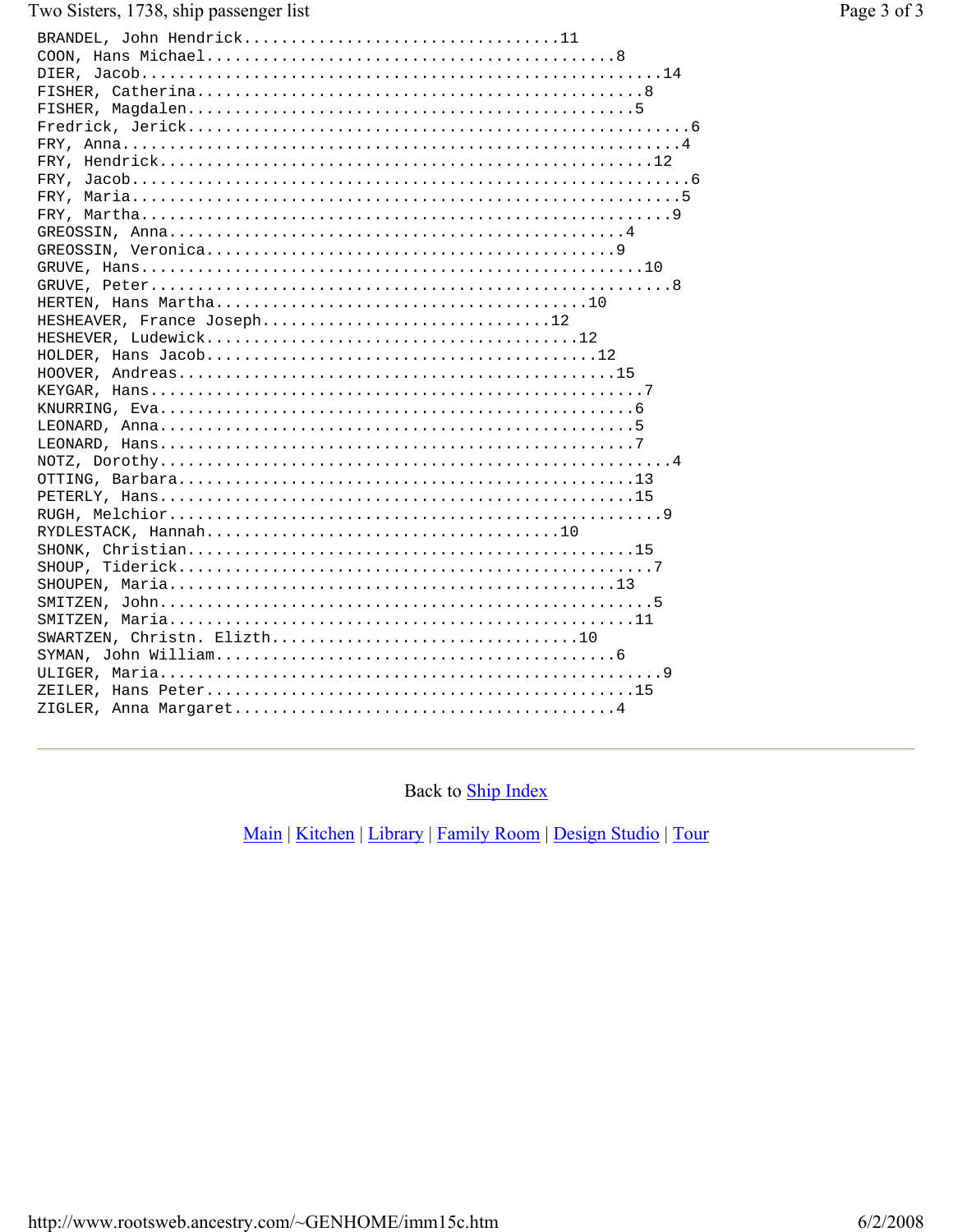```
BRANDEL, John Hendrick.................................11
COON, Hans Michael........................................8
DIER, Jacob...................................................14
FISHER, Catherina.........................................8
FISHER, Magdalen.........................................5
Fredrick, Jerick..............................................6
FRY, Anna.......................................................4
FRY, Hendrick...............................................12
FRY, Jacob......................................................6
FRY, Maria......................................................5
FRY, Martha.....................................................9
GREOSSIN, Anna............................................4
GREOSSIN, Veronica.....................................9
GRUVE, Hans.................................................10
GRUVE, Peter..................................................8
HERTEN, Hans Martha..................................10
HESHEAVER, France Joseph.......................12
HESHEVER, Ludewick..................................12
HOLDER, Hans Jacob....................................12
HOOVER, Andreas........................................15
KEYGAR, Hans................................................7
KNURRING, Eva.............................................6
LEONARD, Anna............................................5
LEONARD, Hans............................................7
NOTZ, Dorothy...............................................4
OTTING, Barbara..........................................13
PETERLY, Hans............................................15
RUGH, Melchior.............................................9
RYDLESTACK, Hannah................................10
SHONK, Christian..........................................15
SHOUP, Tiderick.............................................7
SHOUPEN, Maria..........................................13
SMITZEN, John................................................5
SMITZEN, Maria.............................................11
SWARTZEN, Christn. Elizth.........................10
SYMAN, John William....................................6
ULIGER, Maria.................................................9
ZEILER, Hans Peter.......................................15
ZIGLER, Anna Margaret.................................4
```

---

Back to Ship Index

Main | Kitchen | Library | Family Room | Design Studio | Tour